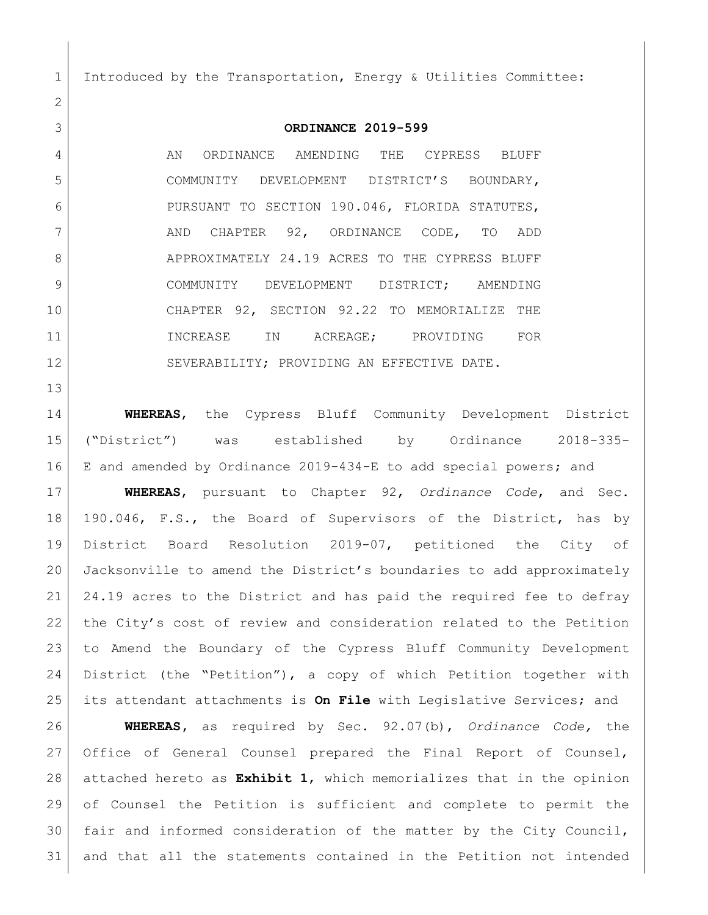Introduced by the Transportation, Energy & Utilities Committee:

**ORDINANCE 2019-599**

AN ORDINANCE AMENDING THE CYPRESS BLUFF COMMUNITY DEVELOPMENT DISTRICT'S BOUNDARY, PURSUANT TO SECTION 190.046, FLORIDA STATUTES, AND CHAPTER 92, ORDINANCE CODE, TO ADD APPROXIMATELY 24.19 ACRES TO THE CYPRESS BLUFF COMMUNITY DEVELOPMENT DISTRICT; AMENDING CHAPTER 92, SECTION 92.22 TO MEMORIALIZE THE INCREASE IN ACREAGE; PROVIDING FOR SEVERABILITY; PROVIDING AN EFFECTIVE DATE.

**WHEREAS**, the Cypress Bluff Community Development District ("District") was established by Ordinance 2018-335-E and amended by Ordinance 2019-434-E to add special powers; and

**WHEREAS**, pursuant to Chapter 92, *Ordinance Code*, and Sec. 190.046, F.S., the Board of Supervisors of the District, has by District Board Resolution 2019-07, petitioned the City of Jacksonville to amend the District's boundaries to add approximately 24.19 acres to the District and has paid the required fee to defray the City's cost of review and consideration related to the Petition to Amend the Boundary of the Cypress Bluff Community Development District (the "Petition"), a copy of which Petition together with its attendant attachments is **On File** with Legislative Services; and

**WHEREAS**, as required by Sec. 92.07(b), *Ordinance Code,* the Office of General Counsel prepared the Final Report of Counsel, attached hereto as **Exhibit 1**, which memorializes that in the opinion of Counsel the Petition is sufficient and complete to permit the fair and informed consideration of the matter by the City Council, and that all the statements contained in the Petition not intended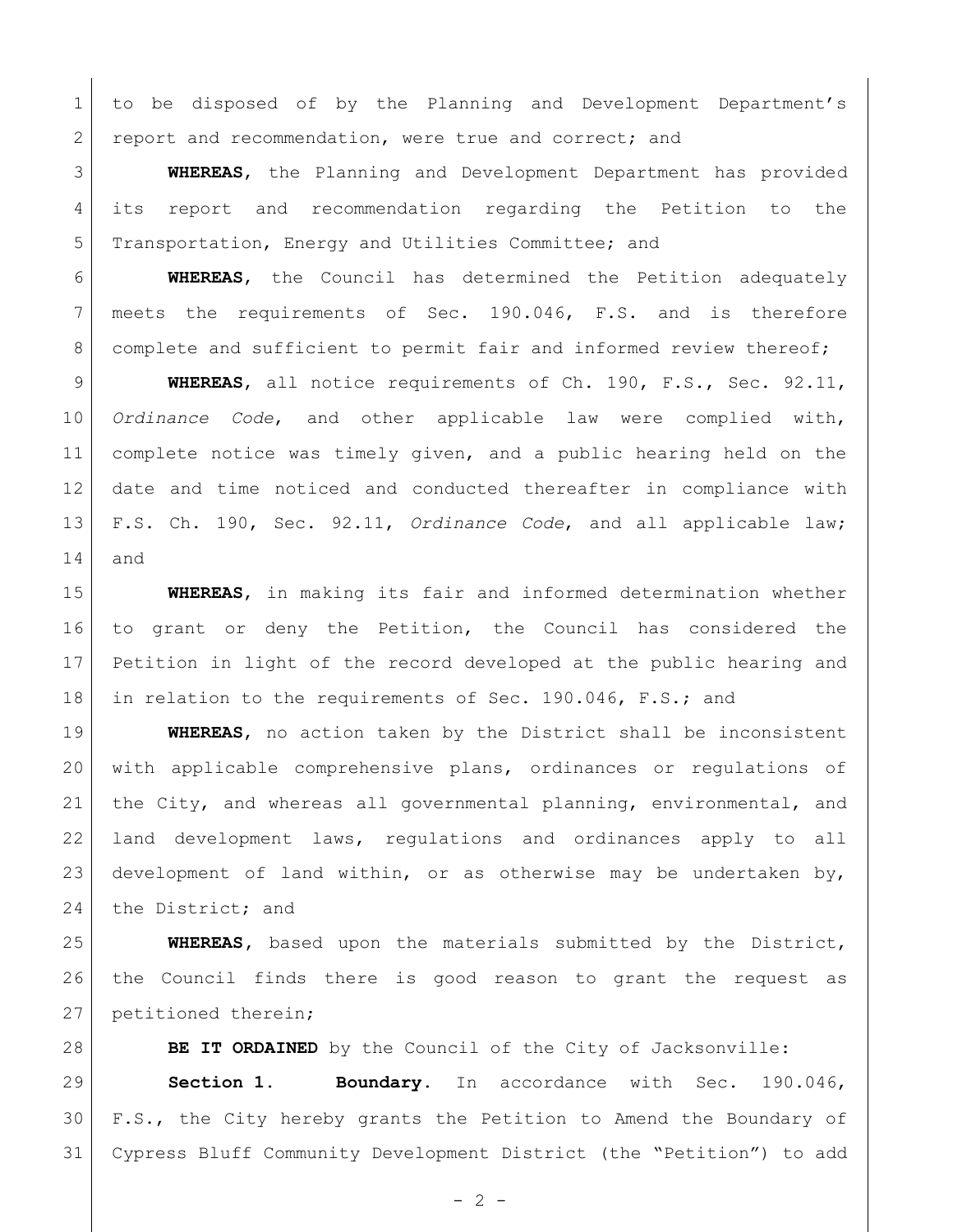to be disposed of by the Planning and Development Department's report and recommendation, were true and correct; and

**WHEREAS**, the Planning and Development Department has provided its report and recommendation regarding the Petition to the Transportation, Energy and Utilities Committee; and

**WHEREAS**, the Council has determined the Petition adequately meets the requirements of Sec. 190.046, F.S. and is therefore complete and sufficient to permit fair and informed review thereof;

**WHEREAS**, all notice requirements of Ch. 190, F.S., Sec. 92.11, *Ordinance Code*, and other applicable law were complied with, complete notice was timely given, and a public hearing held on the date and time noticed and conducted thereafter in compliance with F.S. Ch. 190, Sec. 92.11, *Ordinance Code*, and all applicable law; and

**WHEREAS**, in making its fair and informed determination whether to grant or deny the Petition, the Council has considered the Petition in light of the record developed at the public hearing and in relation to the requirements of Sec. 190.046, F.S.; and

**WHEREAS**, no action taken by the District shall be inconsistent with applicable comprehensive plans, ordinances or regulations of the City, and whereas all governmental planning, environmental, and land development laws, regulations and ordinances apply to all development of land within, or as otherwise may be undertaken by, the District; and

**WHEREAS**, based upon the materials submitted by the District, the Council finds there is good reason to grant the request as petitioned therein;

**BE IT ORDAINED** by the Council of the City of Jacksonville:

**Section 1. Boundary.** In accordance with Sec. 190.046, F.S., the City hereby grants the Petition to Amend the Boundary of Cypress Bluff Community Development District (the "Petition") to add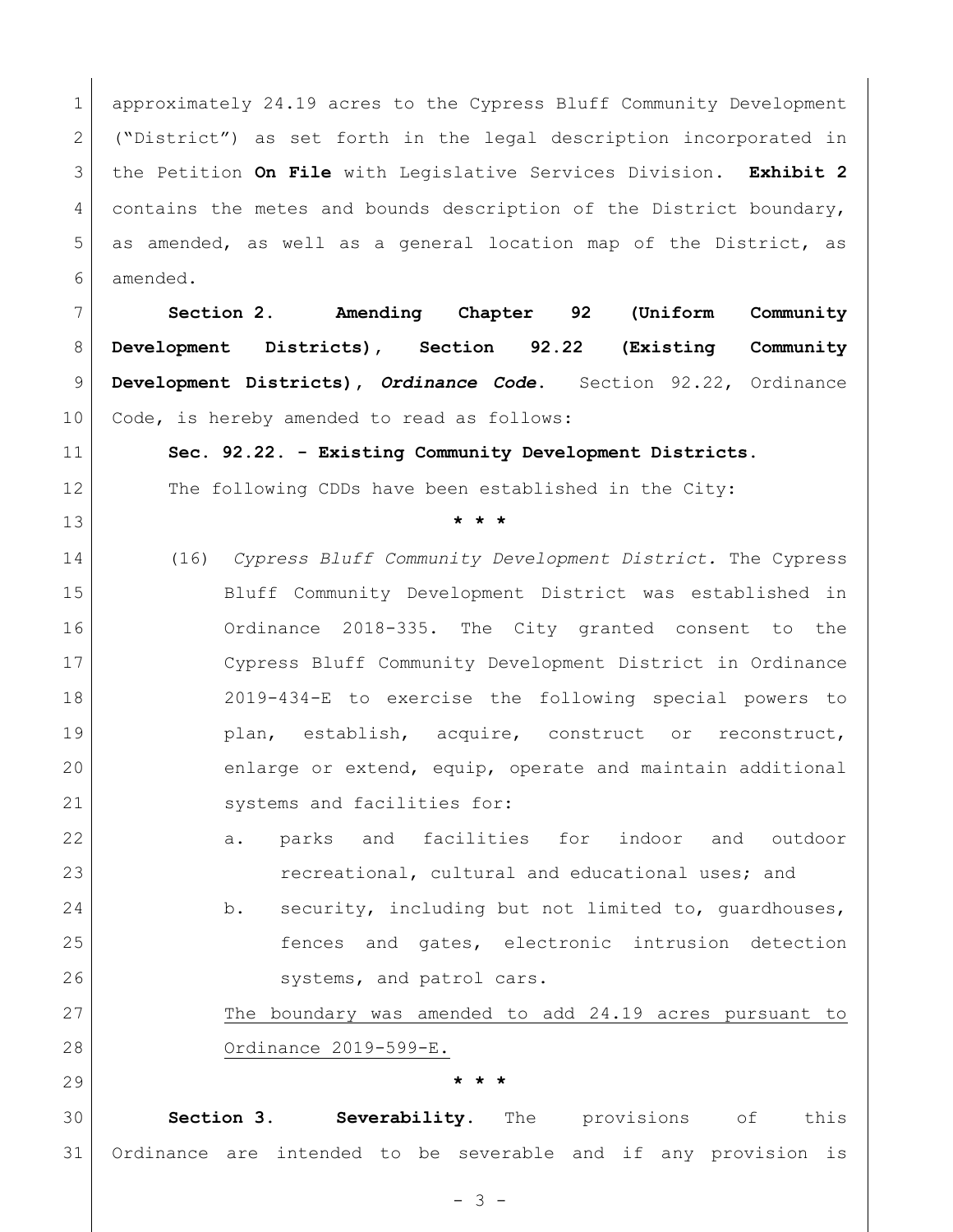approximately 24.19 acres to the Cypress Bluff Community Development ("District") as set forth in the legal description incorporated in the Petition **On File** with Legislative Services Division. **Exhibit 2** contains the metes and bounds description of the District boundary, as amended, as well as a general location map of the District, as amended.

**Section 2. Amending Chapter 92 (Uniform Community Development Districts), Section 92.22 (Existing Community Development Districts),** ***Ordinance Code*****.** Section 92.22, Ordinance Code, is hereby amended to read as follows:

**Sec. 92.22. - Existing Community Development Districts.**

The following CDDs have been established in the City:

\* \* \*

(16) *Cypress Bluff Community Development District.* The Cypress Bluff Community Development District was established in Ordinance 2018-335. The City granted consent to the Cypress Bluff Community Development District in Ordinance 2019-434-E to exercise the following special powers to plan, establish, acquire, construct or reconstruct, enlarge or extend, equip, operate and maintain additional systems and facilities for:

a. parks and facilities for indoor and outdoor recreational, cultural and educational uses; and

b. security, including but not limited to, guardhouses, fences and gates, electronic intrusion detection systems, and patrol cars.

<u>The boundary was amended to add 24.19 acres pursuant to Ordinance 2019-599-E.</u>

\* \* \*

**Section 3. Severability.** The provisions of this Ordinance are intended to be severable and if any provision is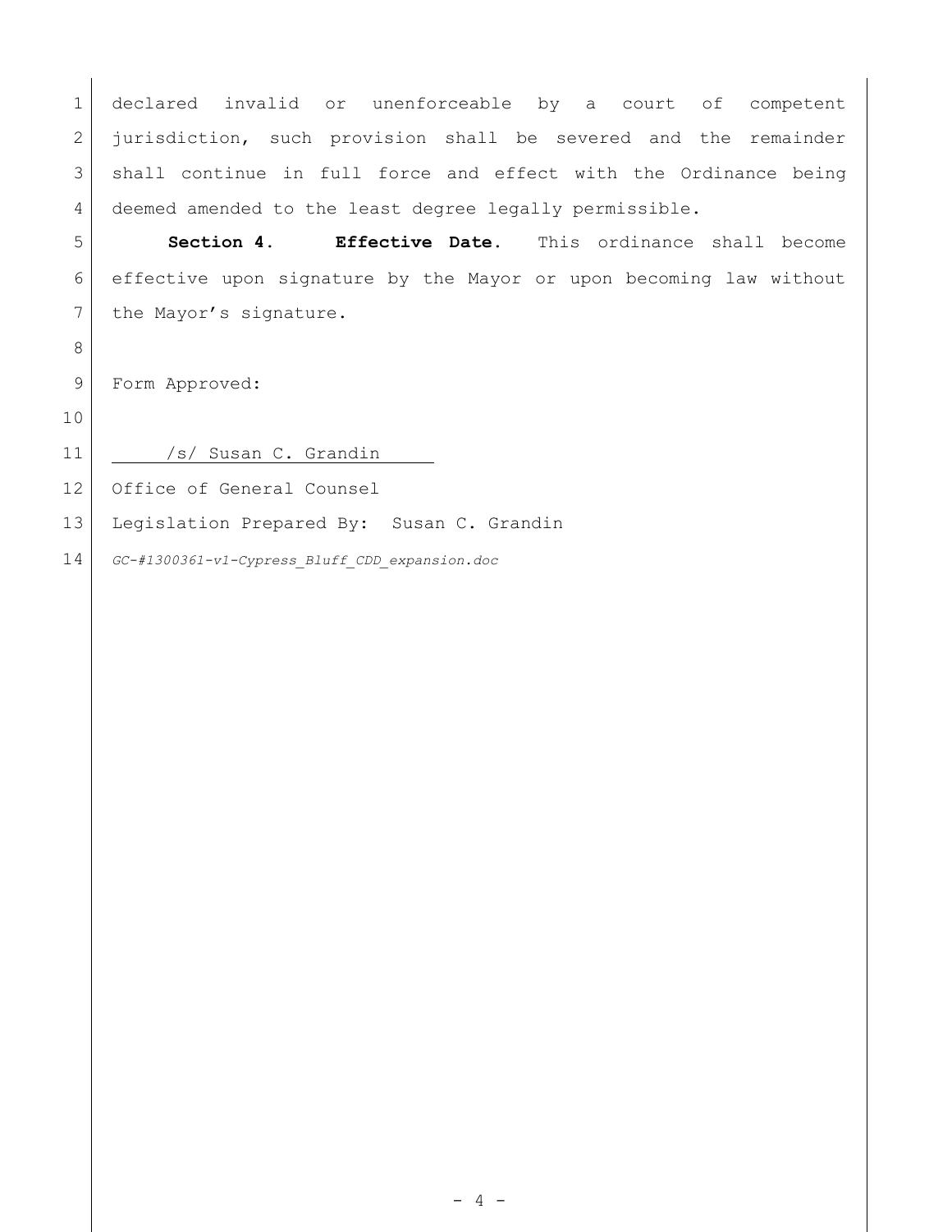declared invalid or unenforceable by a court of competent jurisdiction, such provision shall be severed and the remainder shall continue in full force and effect with the Ordinance being deemed amended to the least degree legally permissible.

**Section 4. Effective Date.** This ordinance shall become effective upon signature by the Mayor or upon becoming law without the Mayor's signature.

Form Approved:

/s/ Susan C. Grandin

Office of General Counsel

Legislation Prepared By: Susan C. Grandin

*GC-#1300361-v1-Cypress_Bluff_CDD_expansion.doc*